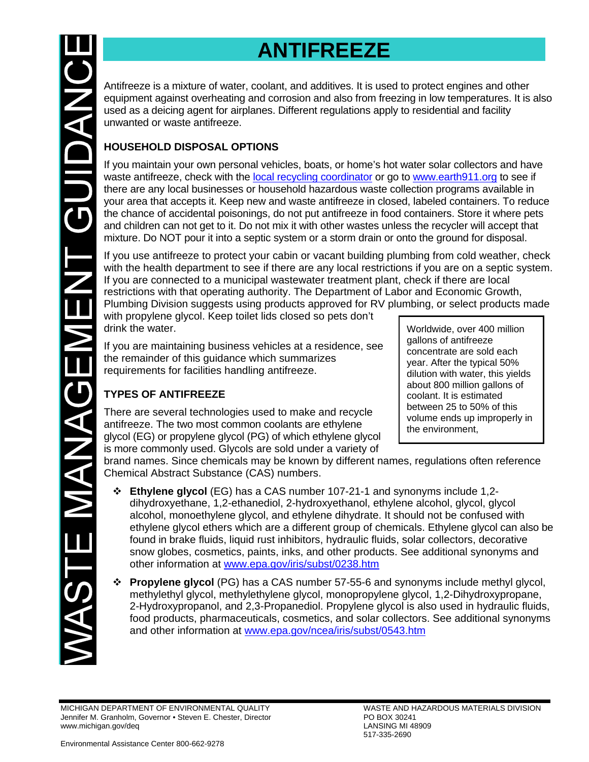# ANTIFREEZE

Antifreeze is a mixture of water, coolant, and additives. It is used to protect engines and other equipment against overheating and corrosion and also from freezing in low temperatures. It is also used as a deicing agent for airplanes. Different regulations apply to residential and facility unwanted or waste antifreeze.

## HOUSEHOLD DISPOSAL OPTIONS

If you maintain your own personal vehicles, boats, or home's hot water solar collectors and have waste antifreeze, check with the local recycling coordinator or go to www.earth911.org to see if there are any local businesses or household hazardous waste collection programs available in your area that accepts it. Keep new and waste antifreeze in closed, labeled containers. To reduce the chance of accidental poisonings, do not put antifreeze in food containers. Store it where pets and children can not get to it. Do not mix it with other wastes unless the recycler will accept that mixture. Do NOT pour it into a septic system or a storm drain or onto the ground for disposal.

If you use antifreeze to protect your cabin or vacant building plumbing from cold weather, check with the health department to see if there are any local restrictions if you are on a septic system. If you are connected to a municipal wastewater treatment plant, check if there are local restrictions with that operating authority. The Department of Labor and Economic Growth, Plumbing Division suggests using products approved for RV plumbing, or select products made with propylene glycol. Keep toilet lids closed so pets don't drink the water.

If you are maintaining business vehicles at a residence, see the remainder of this guidance which summarizes requirements for facilities handling antifreeze.

> Worldwide, over 400 million gallons of antifreeze concentrate are sold each year. After the typical 50% dilution with water, this yields about 800 million gallons of coolant. It is estimated between 25 to 50% of this volume ends up improperly in the environment,

## TYPES OF ANTIFREEZE

There are several technologies used to make and recycle antifreeze. The two most common coolants are ethylene glycol (EG) or propylene glycol (PG) of which ethylene glycol is more commonly used. Glycols are sold under a variety of brand names. Since chemicals may be known by different names, regulations often reference Chemical Abstract Substance (CAS) numbers.

- **Ethylene glycol** (EG) has a CAS number 107-21-1 and synonyms include 1,2-dihydroxyethane, 1,2-ethanediol, 2-hydroxyethanol, ethylene alcohol, glycol, glycol alcohol, monoethylene glycol, and ethylene dihydrate. It should not be confused with ethylene glycol ethers which are a different group of chemicals. Ethylene glycol can also be found in brake fluids, liquid rust inhibitors, hydraulic fluids, solar collectors, decorative snow globes, cosmetics, paints, inks, and other products. See additional synonyms and other information at www.epa.gov/iris/subst/0238.htm
- **Propylene glycol** (PG) has a CAS number 57-55-6 and synonyms include methyl glycol, methylethyl glycol, methylethylene glycol, monopropylene glycol, 1,2-Dihydroxypropane, 2-Hydroxypropanol, and 2,3-Propanediol. Propylene glycol is also used in hydraulic fluids, food products, pharmaceuticals, cosmetics, and solar collectors. See additional synonyms and other information at www.epa.gov/ncea/iris/subst/0543.htm

MICHIGAN DEPARTMENT OF ENVIRONMENTAL QUALITY
Jennifer M. Granholm, Governor • Steven E. Chester, Director
www.michigan.gov/deq

WASTE AND HAZARDOUS MATERIALS DIVISION
PO BOX 30241
LANSING MI 48909
517-335-2690

Environmental Assistance Center 800-662-9278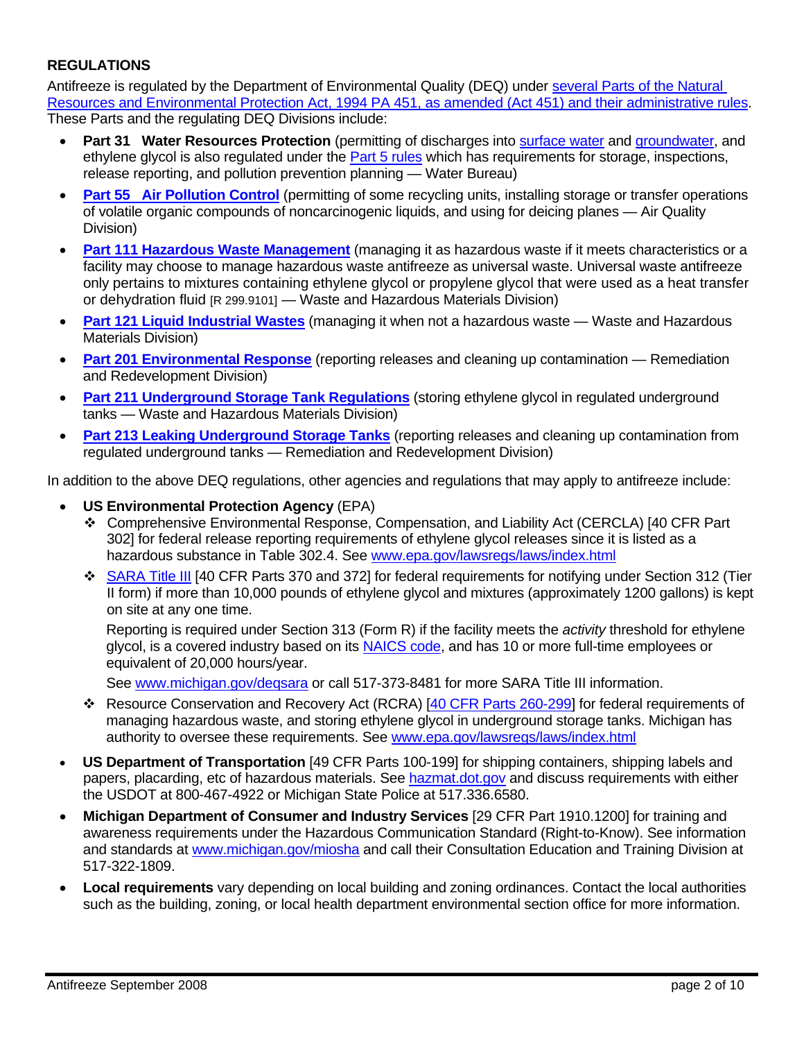## REGULATIONS

Antifreeze is regulated by the Department of Environmental Quality (DEQ) under several Parts of the Natural Resources and Environmental Protection Act, 1994 PA 451, as amended (Act 451) and their administrative rules. These Parts and the regulating DEQ Divisions include:

- **Part 31 Water Resources Protection** (permitting of discharges into surface water and groundwater, and ethylene glycol is also regulated under the Part 5 rules which has requirements for storage, inspections, release reporting, and pollution prevention planning — Water Bureau)
- **Part 55 Air Pollution Control** (permitting of some recycling units, installing storage or transfer operations of volatile organic compounds of noncarcinogenic liquids, and using for deicing planes — Air Quality Division)
- **Part 111 Hazardous Waste Management** (managing it as hazardous waste if it meets characteristics or a facility may choose to manage hazardous waste antifreeze as universal waste. Universal waste antifreeze only pertains to mixtures containing ethylene glycol or propylene glycol that were used as a heat transfer or dehydration fluid [R 299.9101] — Waste and Hazardous Materials Division)
- **Part 121 Liquid Industrial Wastes** (managing it when not a hazardous waste — Waste and Hazardous Materials Division)
- **Part 201 Environmental Response** (reporting releases and cleaning up contamination — Remediation and Redevelopment Division)
- **Part 211 Underground Storage Tank Regulations** (storing ethylene glycol in regulated underground tanks — Waste and Hazardous Materials Division)
- **Part 213 Leaking Underground Storage Tanks** (reporting releases and cleaning up contamination from regulated underground tanks — Remediation and Redevelopment Division)

In addition to the above DEQ regulations, other agencies and regulations that may apply to antifreeze include:

- **US Environmental Protection Agency** (EPA)
  - Comprehensive Environmental Response, Compensation, and Liability Act (CERCLA) [40 CFR Part 302] for federal release reporting requirements of ethylene glycol releases since it is listed as a hazardous substance in Table 302.4. See www.epa.gov/lawsregs/laws/index.html
  - SARA Title III [40 CFR Parts 370 and 372] for federal requirements for notifying under Section 312 (Tier II form) if more than 10,000 pounds of ethylene glycol and mixtures (approximately 1200 gallons) is kept on site at any one time.

    Reporting is required under Section 313 (Form R) if the facility meets the *activity* threshold for ethylene glycol, is a covered industry based on its NAICS code, and has 10 or more full-time employees or equivalent of 20,000 hours/year.

    See www.michigan.gov/deqsara or call 517-373-8481 for more SARA Title III information.
  - Resource Conservation and Recovery Act (RCRA) [40 CFR Parts 260-299] for federal requirements of managing hazardous waste, and storing ethylene glycol in underground storage tanks. Michigan has authority to oversee these requirements. See www.epa.gov/lawsregs/laws/index.html
- **US Department of Transportation** [49 CFR Parts 100-199] for shipping containers, shipping labels and papers, placarding, etc of hazardous materials. See hazmat.dot.gov and discuss requirements with either the USDOT at 800-467-4922 or Michigan State Police at 517.336.6580.
- **Michigan Department of Consumer and Industry Services** [29 CFR Part 1910.1200] for training and awareness requirements under the Hazardous Communication Standard (Right-to-Know). See information and standards at www.michigan.gov/miosha and call their Consultation Education and Training Division at 517-322-1809.
- **Local requirements** vary depending on local building and zoning ordinances. Contact the local authorities such as the building, zoning, or local health department environmental section office for more information.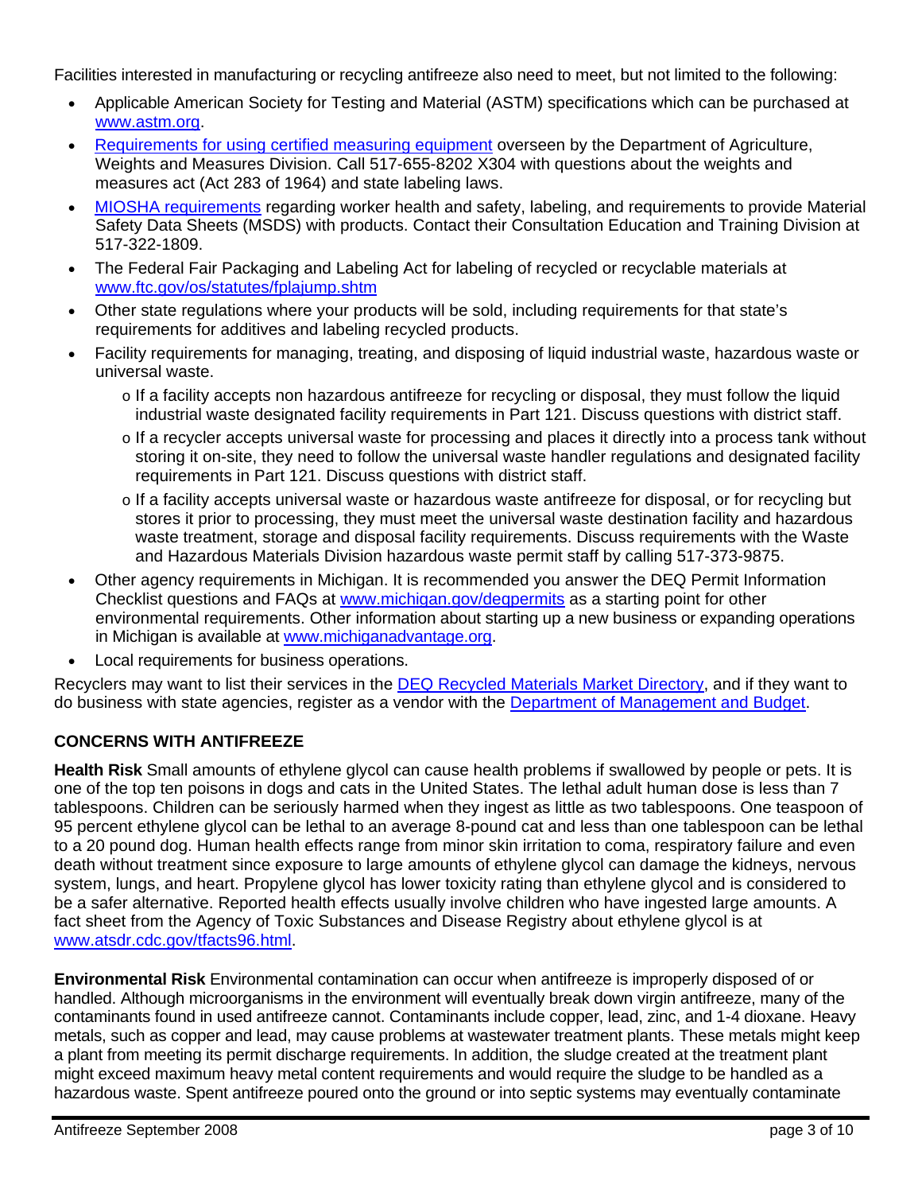Facilities interested in manufacturing or recycling antifreeze also need to meet, but not limited to the following:

- Applicable American Society for Testing and Material (ASTM) specifications which can be purchased at www.astm.org.
- Requirements for using certified measuring equipment overseen by the Department of Agriculture, Weights and Measures Division. Call 517-655-8202 X304 with questions about the weights and measures act (Act 283 of 1964) and state labeling laws.
- MIOSHA requirements regarding worker health and safety, labeling, and requirements to provide Material Safety Data Sheets (MSDS) with products. Contact their Consultation Education and Training Division at 517-322-1809.
- The Federal Fair Packaging and Labeling Act for labeling of recycled or recyclable materials at www.ftc.gov/os/statutes/fplajump.shtm
- Other state regulations where your products will be sold, including requirements for that state's requirements for additives and labeling recycled products.
- Facility requirements for managing, treating, and disposing of liquid industrial waste, hazardous waste or universal waste.
  - If a facility accepts non hazardous antifreeze for recycling or disposal, they must follow the liquid industrial waste designated facility requirements in Part 121. Discuss questions with district staff.
  - If a recycler accepts universal waste for processing and places it directly into a process tank without storing it on-site, they need to follow the universal waste handler regulations and designated facility requirements in Part 121. Discuss questions with district staff.
  - If a facility accepts universal waste or hazardous waste antifreeze for disposal, or for recycling but stores it prior to processing, they must meet the universal waste destination facility and hazardous waste treatment, storage and disposal facility requirements. Discuss requirements with the Waste and Hazardous Materials Division hazardous waste permit staff by calling 517-373-9875.
- Other agency requirements in Michigan. It is recommended you answer the DEQ Permit Information Checklist questions and FAQs at www.michigan.gov/deqpermits as a starting point for other environmental requirements. Other information about starting up a new business or expanding operations in Michigan is available at www.michiganadvantage.org.
- Local requirements for business operations.

Recyclers may want to list their services in the DEQ Recycled Materials Market Directory, and if they want to do business with state agencies, register as a vendor with the Department of Management and Budget.

## CONCERNS WITH ANTIFREEZE

**Health Risk** Small amounts of ethylene glycol can cause health problems if swallowed by people or pets. It is one of the top ten poisons in dogs and cats in the United States. The lethal adult human dose is less than 7 tablespoons. Children can be seriously harmed when they ingest as little as two tablespoons. One teaspoon of 95 percent ethylene glycol can be lethal to an average 8-pound cat and less than one tablespoon can be lethal to a 20 pound dog. Human health effects range from minor skin irritation to coma, respiratory failure and even death without treatment since exposure to large amounts of ethylene glycol can damage the kidneys, nervous system, lungs, and heart. Propylene glycol has lower toxicity rating than ethylene glycol and is considered to be a safer alternative. Reported health effects usually involve children who have ingested large amounts. A fact sheet from the Agency of Toxic Substances and Disease Registry about ethylene glycol is at www.atsdr.cdc.gov/tfacts96.html.

**Environmental Risk** Environmental contamination can occur when antifreeze is improperly disposed of or handled. Although microorganisms in the environment will eventually break down virgin antifreeze, many of the contaminants found in used antifreeze cannot. Contaminants include copper, lead, zinc, and 1-4 dioxane. Heavy metals, such as copper and lead, may cause problems at wastewater treatment plants. These metals might keep a plant from meeting its permit discharge requirements. In addition, the sludge created at the treatment plant might exceed maximum heavy metal content requirements and would require the sludge to be handled as a hazardous waste. Spent antifreeze poured onto the ground or into septic systems may eventually contaminate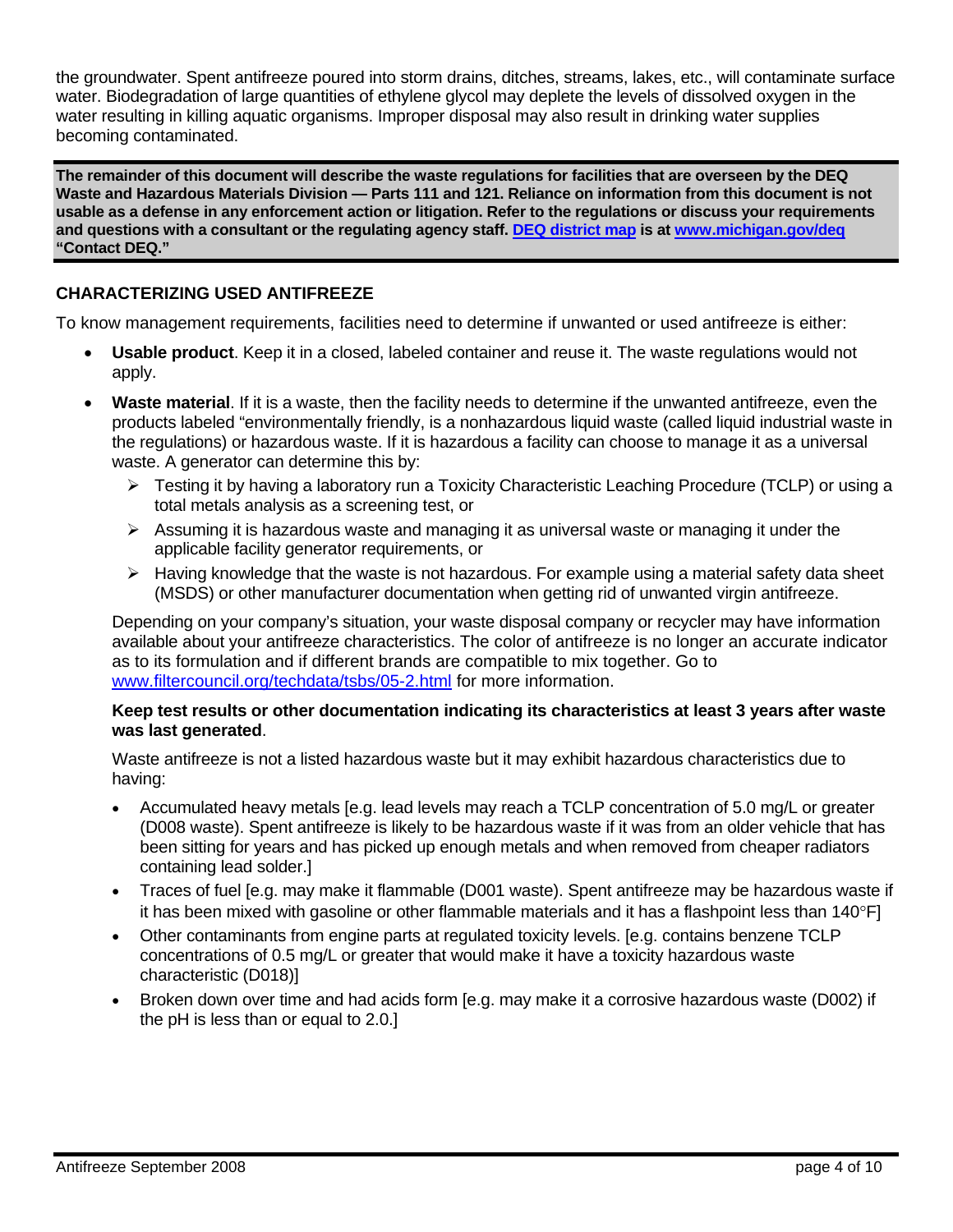the groundwater. Spent antifreeze poured into storm drains, ditches, streams, lakes, etc., will contaminate surface water. Biodegradation of large quantities of ethylene glycol may deplete the levels of dissolved oxygen in the water resulting in killing aquatic organisms. Improper disposal may also result in drinking water supplies becoming contaminated.

**The remainder of this document will describe the waste regulations for facilities that are overseen by the DEQ Waste and Hazardous Materials Division — Parts 111 and 121. Reliance on information from this document is not usable as a defense in any enforcement action or litigation. Refer to the regulations or discuss your requirements and questions with a consultant or the regulating agency staff. [DEQ district map](www.michigan.gov/deq) is at [www.michigan.gov/deq](www.michigan.gov/deq) "Contact DEQ."**

## CHARACTERIZING USED ANTIFREEZE

To know management requirements, facilities need to determine if unwanted or used antifreeze is either:

- **Usable product**. Keep it in a closed, labeled container and reuse it. The waste regulations would not apply.
- **Waste material**. If it is a waste, then the facility needs to determine if the unwanted antifreeze, even the products labeled "environmentally friendly, is a nonhazardous liquid waste (called liquid industrial waste in the regulations) or hazardous waste. If it is hazardous a facility can choose to manage it as a universal waste. A generator can determine this by:
  - Testing it by having a laboratory run a Toxicity Characteristic Leaching Procedure (TCLP) or using a total metals analysis as a screening test, or
  - Assuming it is hazardous waste and managing it as universal waste or managing it under the applicable facility generator requirements, or
  - Having knowledge that the waste is not hazardous. For example using a material safety data sheet (MSDS) or other manufacturer documentation when getting rid of unwanted virgin antifreeze.

  Depending on your company's situation, your waste disposal company or recycler may have information available about your antifreeze characteristics. The color of antifreeze is no longer an accurate indicator as to its formulation and if different brands are compatible to mix together. Go to [www.filtercouncil.org/techdata/tsbs/05-2.html](www.filtercouncil.org/techdata/tsbs/05-2.html) for more information.

  **Keep test results or other documentation indicating its characteristics at least 3 years after waste was last generated**.

  Waste antifreeze is not a listed hazardous waste but it may exhibit hazardous characteristics due to having:

  - Accumulated heavy metals [e.g. lead levels may reach a TCLP concentration of 5.0 mg/L or greater (D008 waste). Spent antifreeze is likely to be hazardous waste if it was from an older vehicle that has been sitting for years and has picked up enough metals and when removed from cheaper radiators containing lead solder.]
  - Traces of fuel [e.g. may make it flammable (D001 waste). Spent antifreeze may be hazardous waste if it has been mixed with gasoline or other flammable materials and it has a flashpoint less than 140°F]
  - Other contaminants from engine parts at regulated toxicity levels. [e.g. contains benzene TCLP concentrations of 0.5 mg/L or greater that would make it have a toxicity hazardous waste characteristic (D018)]
  - Broken down over time and had acids form [e.g. may make it a corrosive hazardous waste (D002) if the pH is less than or equal to 2.0.]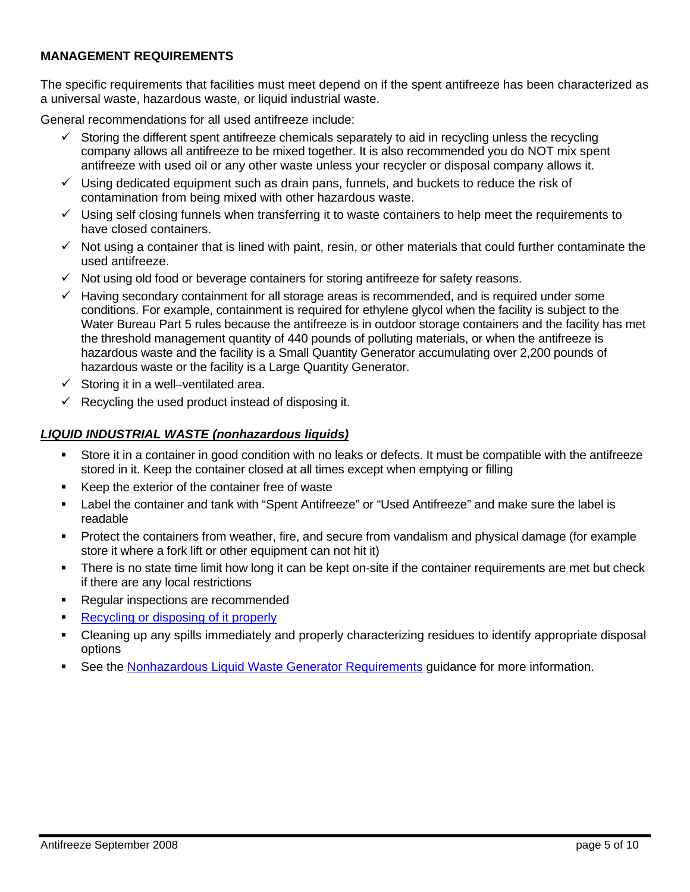**MANAGEMENT REQUIREMENTS**

The specific requirements that facilities must meet depend on if the spent antifreeze has been characterized as a universal waste, hazardous waste, or liquid industrial waste.

General recommendations for all used antifreeze include:

- ✓ Storing the different spent antifreeze chemicals separately to aid in recycling unless the recycling company allows all antifreeze to be mixed together. It is also recommended you do NOT mix spent antifreeze with used oil or any other waste unless your recycler or disposal company allows it.
- ✓ Using dedicated equipment such as drain pans, funnels, and buckets to reduce the risk of contamination from being mixed with other hazardous waste.
- ✓ Using self closing funnels when transferring it to waste containers to help meet the requirements to have closed containers.
- ✓ Not using a container that is lined with paint, resin, or other materials that could further contaminate the used antifreeze.
- ✓ Not using old food or beverage containers for storing antifreeze for safety reasons.
- ✓ Having secondary containment for all storage areas is recommended, and is required under some conditions. For example, containment is required for ethylene glycol when the facility is subject to the Water Bureau Part 5 rules because the antifreeze is in outdoor storage containers and the facility has met the threshold management quantity of 440 pounds of polluting materials, or when the antifreeze is hazardous waste and the facility is a Small Quantity Generator accumulating over 2,200 pounds of hazardous waste or the facility is a Large Quantity Generator.
- ✓ Storing it in a well–ventilated area.
- ✓ Recycling the used product instead of disposing it.

***LIQUID INDUSTRIAL WASTE (nonhazardous liquids)***

- Store it in a container in good condition with no leaks or defects. It must be compatible with the antifreeze stored in it. Keep the container closed at all times except when emptying or filling
- Keep the exterior of the container free of waste
- Label the container and tank with "Spent Antifreeze" or "Used Antifreeze" and make sure the label is readable
- Protect the containers from weather, fire, and secure from vandalism and physical damage (for example store it where a fork lift or other equipment can not hit it)
- There is no state time limit how long it can be kept on-site if the container requirements are met but check if there are any local restrictions
- Regular inspections are recommended
- Recycling or disposing of it properly
- Cleaning up any spills immediately and properly characterizing residues to identify appropriate disposal options
- See the Nonhazardous Liquid Waste Generator Requirements guidance for more information.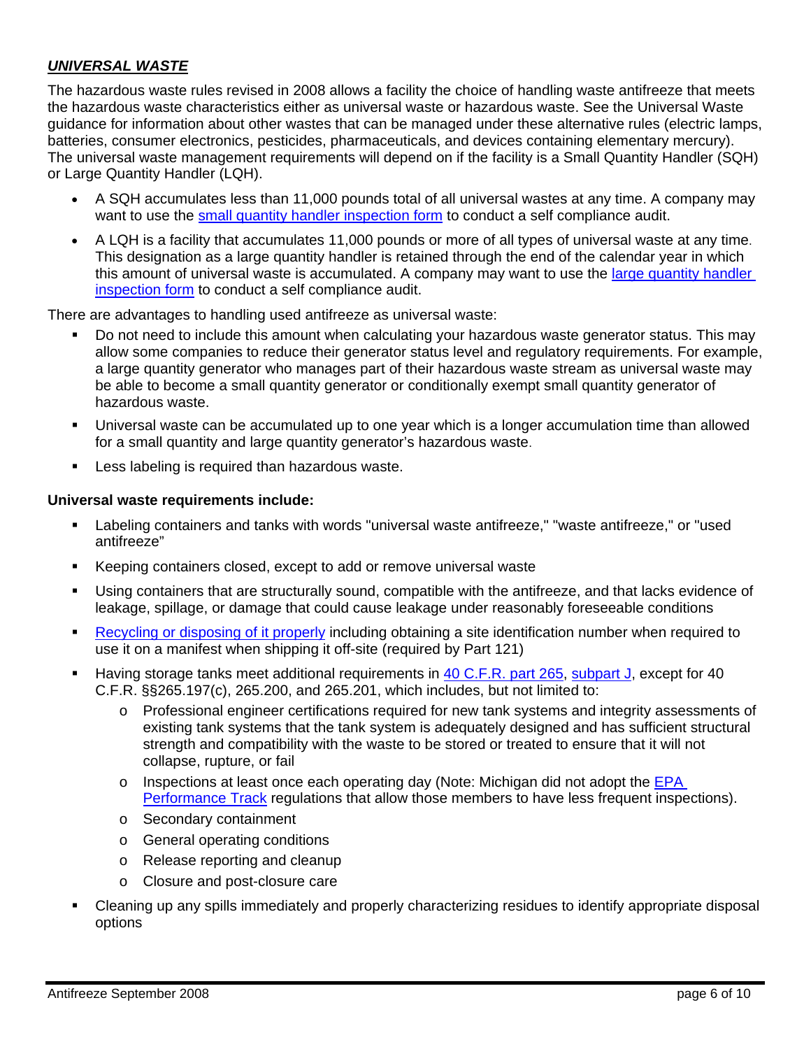***UNIVERSAL WASTE***

The hazardous waste rules revised in 2008 allows a facility the choice of handling waste antifreeze that meets the hazardous waste characteristics either as universal waste or hazardous waste. See the Universal Waste guidance for information about other wastes that can be managed under these alternative rules (electric lamps, batteries, consumer electronics, pesticides, pharmaceuticals, and devices containing elementary mercury). The universal waste management requirements will depend on if the facility is a Small Quantity Handler (SQH) or Large Quantity Handler (LQH).

- A SQH accumulates less than 11,000 pounds total of all universal wastes at any time. A company may want to use the small quantity handler inspection form to conduct a self compliance audit.
- A LQH is a facility that accumulates 11,000 pounds or more of all types of universal waste at any time. This designation as a large quantity handler is retained through the end of the calendar year in which this amount of universal waste is accumulated. A company may want to use the large quantity handler inspection form to conduct a self compliance audit.

There are advantages to handling used antifreeze as universal waste:

- Do not need to include this amount when calculating your hazardous waste generator status. This may allow some companies to reduce their generator status level and regulatory requirements. For example, a large quantity generator who manages part of their hazardous waste stream as universal waste may be able to become a small quantity generator or conditionally exempt small quantity generator of hazardous waste.
- Universal waste can be accumulated up to one year which is a longer accumulation time than allowed for a small quantity and large quantity generator's hazardous waste.
- Less labeling is required than hazardous waste.

**Universal waste requirements include:**

- Labeling containers and tanks with words "universal waste antifreeze," "waste antifreeze," or "used antifreeze"
- Keeping containers closed, except to add or remove universal waste
- Using containers that are structurally sound, compatible with the antifreeze, and that lacks evidence of leakage, spillage, or damage that could cause leakage under reasonably foreseeable conditions
- Recycling or disposing of it properly including obtaining a site identification number when required to use it on a manifest when shipping it off-site (required by Part 121)
- Having storage tanks meet additional requirements in 40 C.F.R. part 265, subpart J, except for 40 C.F.R. §§265.197(c), 265.200, and 265.201, which includes, but not limited to:
  - Professional engineer certifications required for new tank systems and integrity assessments of existing tank systems that the tank system is adequately designed and has sufficient structural strength and compatibility with the waste to be stored or treated to ensure that it will not collapse, rupture, or fail
  - Inspections at least once each operating day (Note: Michigan did not adopt the EPA Performance Track regulations that allow those members to have less frequent inspections).
  - Secondary containment
  - General operating conditions
  - Release reporting and cleanup
  - Closure and post-closure care
- Cleaning up any spills immediately and properly characterizing residues to identify appropriate disposal options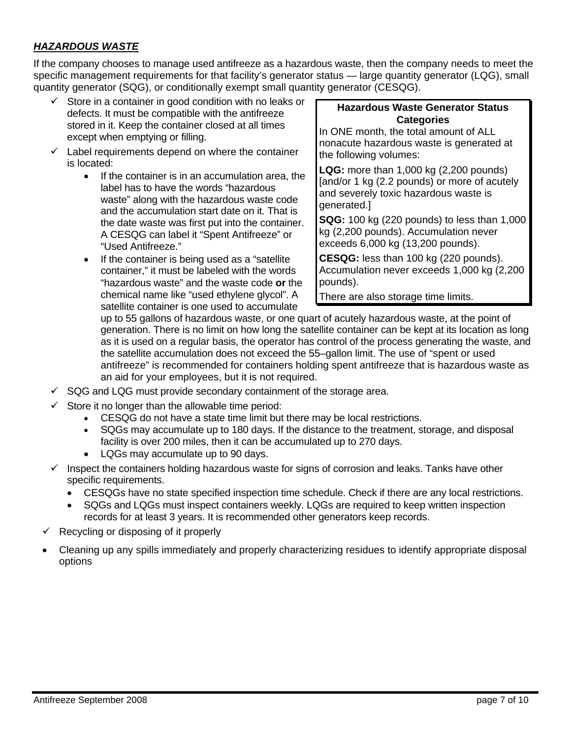***HAZARDOUS WASTE***

If the company chooses to manage used antifreeze as a hazardous waste, then the company needs to meet the specific management requirements for that facility's generator status — large quantity generator (LQG), small quantity generator (SQG), or conditionally exempt small quantity generator (CESQG).

> **Hazardous Waste Generator Status Categories**
>
> In ONE month, the total amount of ALL nonacute hazardous waste is generated at the following volumes:
>
> **LQG:** more than 1,000 kg (2,200 pounds) [and/or 1 kg (2.2 pounds) or more of acutely and severely toxic hazardous waste is generated.]
>
> **SQG:** 100 kg (220 pounds) to less than 1,000 kg (2,200 pounds). Accumulation never exceeds 6,000 kg (13,200 pounds).
>
> **CESQG:** less than 100 kg (220 pounds). Accumulation never exceeds 1,000 kg (2,200 pounds).
>
> There are also storage time limits.

- ✓ Store in a container in good condition with no leaks or defects. It must be compatible with the antifreeze stored in it. Keep the container closed at all times except when emptying or filling.
- ✓ Label requirements depend on where the container is located:
  - If the container is in an accumulation area, the label has to have the words "hazardous waste" along with the hazardous waste code and the accumulation start date on it. That is the date waste was first put into the container. A CESQG can label it "Spent Antifreeze" or "Used Antifreeze."
  - If the container is being used as a "satellite container," it must be labeled with the words "hazardous waste" and the waste code **or** the chemical name like "used ethylene glycol". A satellite container is one used to accumulate up to 55 gallons of hazardous waste, or one quart of acutely hazardous waste, at the point of generation. There is no limit on how long the satellite container can be kept at its location as long as it is used on a regular basis, the operator has control of the process generating the waste, and the satellite accumulation does not exceed the 55–gallon limit. The use of "spent or used antifreeze" is recommended for containers holding spent antifreeze that is hazardous waste as an aid for your employees, but it is not required.
- ✓ SQG and LQG must provide secondary containment of the storage area.
- ✓ Store it no longer than the allowable time period:
  - CESQG do not have a state time limit but there may be local restrictions.
  - SQGs may accumulate up to 180 days. If the distance to the treatment, storage, and disposal facility is over 200 miles, then it can be accumulated up to 270 days.
  - LQGs may accumulate up to 90 days.
- ✓ Inspect the containers holding hazardous waste for signs of corrosion and leaks. Tanks have other specific requirements.
  - CESQGs have no state specified inspection time schedule. Check if there are any local restrictions.
  - SQGs and LQGs must inspect containers weekly. LQGs are required to keep written inspection records for at least 3 years. It is recommended other generators keep records.
- ✓ Recycling or disposing of it properly
- Cleaning up any spills immediately and properly characterizing residues to identify appropriate disposal options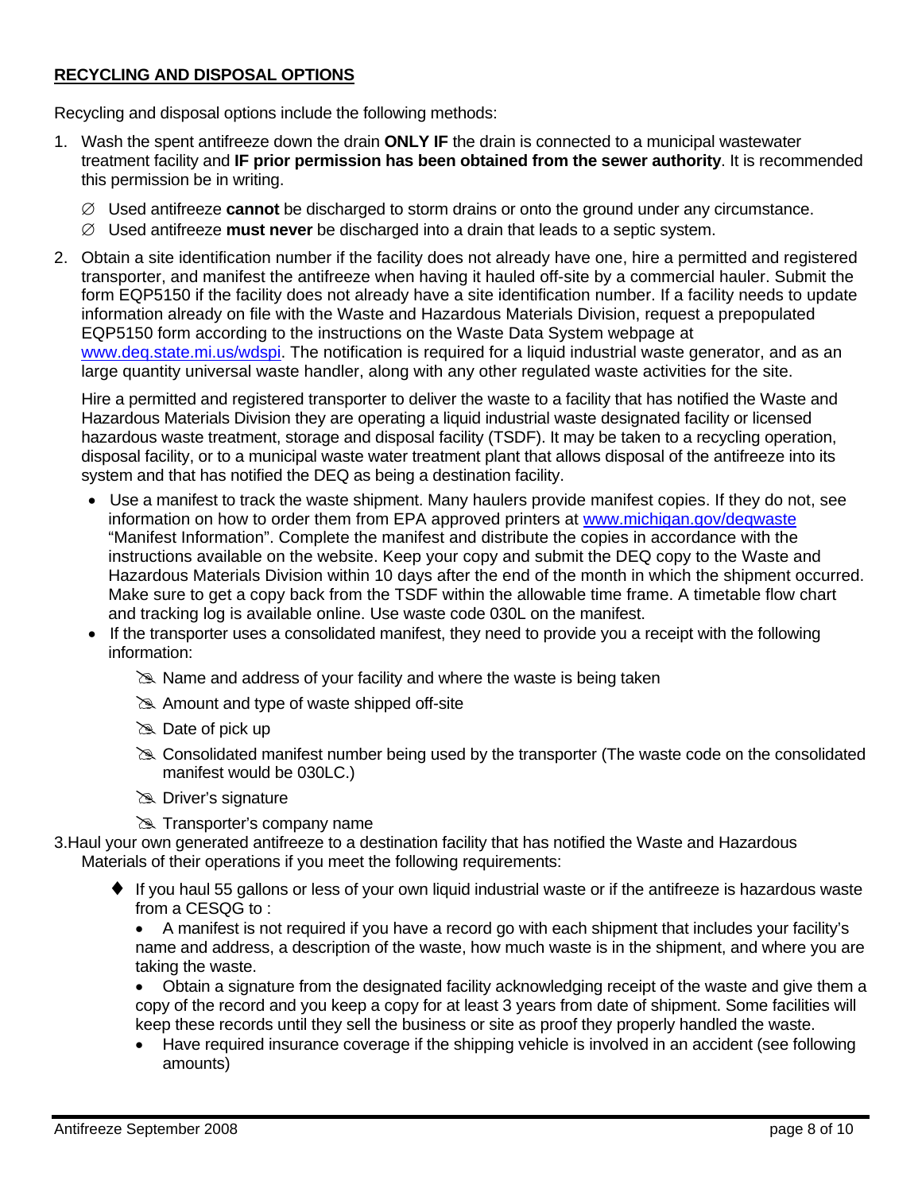**RECYCLING AND DISPOSAL OPTIONS**

Recycling and disposal options include the following methods:

1. Wash the spent antifreeze down the drain **ONLY IF** the drain is connected to a municipal wastewater treatment facility and **IF prior permission has been obtained from the sewer authority**. It is recommended this permission be in writing.

   - ∅ Used antifreeze **cannot** be discharged to storm drains or onto the ground under any circumstance.
   - ∅ Used antifreeze **must never** be discharged into a drain that leads to a septic system.

2. Obtain a site identification number if the facility does not already have one, hire a permitted and registered transporter, and manifest the antifreeze when having it hauled off-site by a commercial hauler. Submit the form EQP5150 if the facility does not already have a site identification number. If a facility needs to update information already on file with the Waste and Hazardous Materials Division, request a prepopulated EQP5150 form according to the instructions on the Waste Data System webpage at [www.deq.state.mi.us/wdspi](www.deq.state.mi.us/wdspi). The notification is required for a liquid industrial waste generator, and as an large quantity universal waste handler, along with any other regulated waste activities for the site.

   Hire a permitted and registered transporter to deliver the waste to a facility that has notified the Waste and Hazardous Materials Division they are operating a liquid industrial waste designated facility or licensed hazardous waste treatment, storage and disposal facility (TSDF). It may be taken to a recycling operation, disposal facility, or to a municipal waste water treatment plant that allows disposal of the antifreeze into its system and that has notified the DEQ as being a destination facility.

   - Use a manifest to track the waste shipment. Many haulers provide manifest copies. If they do not, see information on how to order them from EPA approved printers at [www.michigan.gov/deqwaste](www.michigan.gov/deqwaste) "Manifest Information". Complete the manifest and distribute the copies in accordance with the instructions available on the website. Keep your copy and submit the DEQ copy to the Waste and Hazardous Materials Division within 10 days after the end of the month in which the shipment occurred. Make sure to get a copy back from the TSDF within the allowable time frame. A timetable flow chart and tracking log is available online. Use waste code 030L on the manifest.
   - If the transporter uses a consolidated manifest, they need to provide you a receipt with the following information:
     - Name and address of your facility and where the waste is being taken
     - Amount and type of waste shipped off-site
     - Date of pick up
     - Consolidated manifest number being used by the transporter (The waste code on the consolidated manifest would be 030LC.)
     - Driver's signature
     - Transporter's company name

3. Haul your own generated antifreeze to a destination facility that has notified the Waste and Hazardous Materials of their operations if you meet the following requirements:

   - ♦ If you haul 55 gallons or less of your own liquid industrial waste or if the antifreeze is hazardous waste from a CESQG to :
     - A manifest is not required if you have a record go with each shipment that includes your facility's name and address, a description of the waste, how much waste is in the shipment, and where you are taking the waste.
     - Obtain a signature from the designated facility acknowledging receipt of the waste and give them a copy of the record and you keep a copy for at least 3 years from date of shipment. Some facilities will keep these records until they sell the business or site as proof they properly handled the waste.
     - Have required insurance coverage if the shipping vehicle is involved in an accident (see following amounts)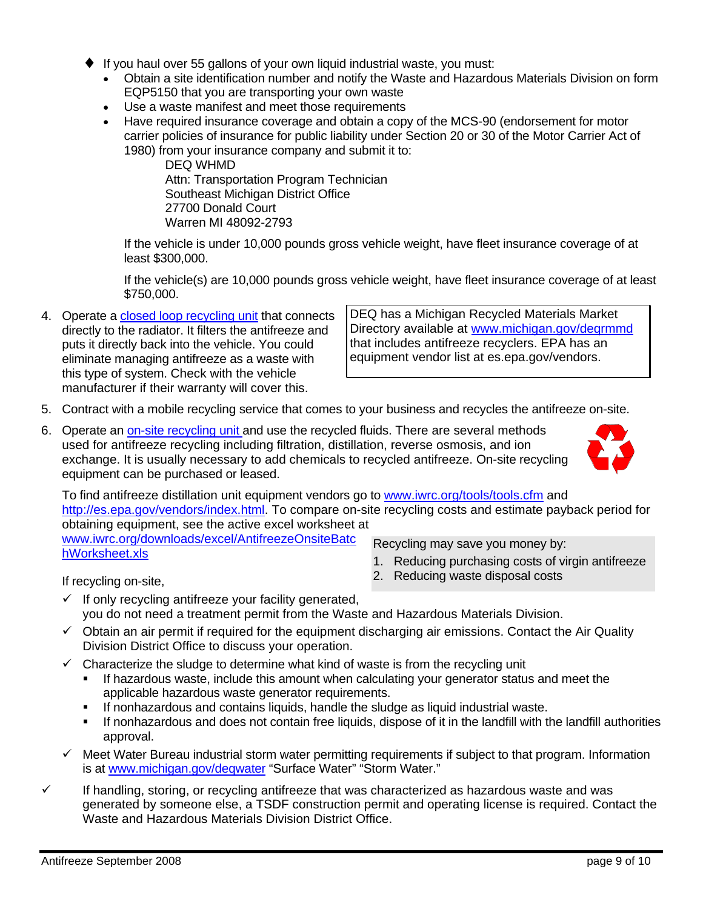- If you haul over 55 gallons of your own liquid industrial waste, you must:
  - Obtain a site identification number and notify the Waste and Hazardous Materials Division on form EQP5150 that you are transporting your own waste
  - Use a waste manifest and meet those requirements
  - Have required insurance coverage and obtain a copy of the MCS-90 (endorsement for motor carrier policies of insurance for public liability under Section 20 or 30 of the Motor Carrier Act of 1980) from your insurance company and submit it to:

    DEQ WHMD  
    Attn: Transportation Program Technician  
    Southeast Michigan District Office  
    27700 Donald Court  
    Warren MI 48092-2793

    If the vehicle is under 10,000 pounds gross vehicle weight, have fleet insurance coverage of at least $300,000.

    If the vehicle(s) are 10,000 pounds gross vehicle weight, have fleet insurance coverage of at least $750,000.

4. Operate a closed loop recycling unit that connects directly to the radiator. It filters the antifreeze and puts it directly back into the vehicle. You could eliminate managing antifreeze as a waste with this type of system. Check with the vehicle manufacturer if their warranty will cover this.

> DEQ has a Michigan Recycled Materials Market Directory available at www.michigan.gov/deqrmmd that includes antifreeze recyclers. EPA has an equipment vendor list at es.epa.gov/vendors.

5. Contract with a mobile recycling service that comes to your business and recycles the antifreeze on-site.
6. Operate an on-site recycling unit and use the recycled fluids. There are several methods used for antifreeze recycling including filtration, distillation, reverse osmosis, and ion exchange. It is usually necessary to add chemicals to recycled antifreeze. On-site recycling equipment can be purchased or leased.

   To find antifreeze distillation unit equipment vendors go to www.iwrc.org/tools/tools.cfm and http://es.epa.gov/vendors/index.html. To compare on-site recycling costs and estimate payback period for obtaining equipment, see the active excel worksheet at www.iwrc.org/downloads/excel/AntifreezeOnsiteBatchWorksheet.xls

> Recycling may save you money by:
> 1. Reducing purchasing costs of virgin antifreeze
> 2. Reducing waste disposal costs

   If recycling on-site,

   - ✓ If only recycling antifreeze your facility generated, you do not need a treatment permit from the Waste and Hazardous Materials Division.
   - ✓ Obtain an air permit if required for the equipment discharging air emissions. Contact the Air Quality Division District Office to discuss your operation.
   - ✓ Characterize the sludge to determine what kind of waste is from the recycling unit
     - If hazardous waste, include this amount when calculating your generator status and meet the applicable hazardous waste generator requirements.
     - If nonhazardous and contains liquids, handle the sludge as liquid industrial waste.
     - If nonhazardous and does not contain free liquids, dispose of it in the landfill with the landfill authorities approval.
   - ✓ Meet Water Bureau industrial storm water permitting requirements if subject to that program. Information is at www.michigan.gov/deqwater "Surface Water" "Storm Water."

- ✓ If handling, storing, or recycling antifreeze that was characterized as hazardous waste and was generated by someone else, a TSDF construction permit and operating license is required. Contact the Waste and Hazardous Materials Division District Office.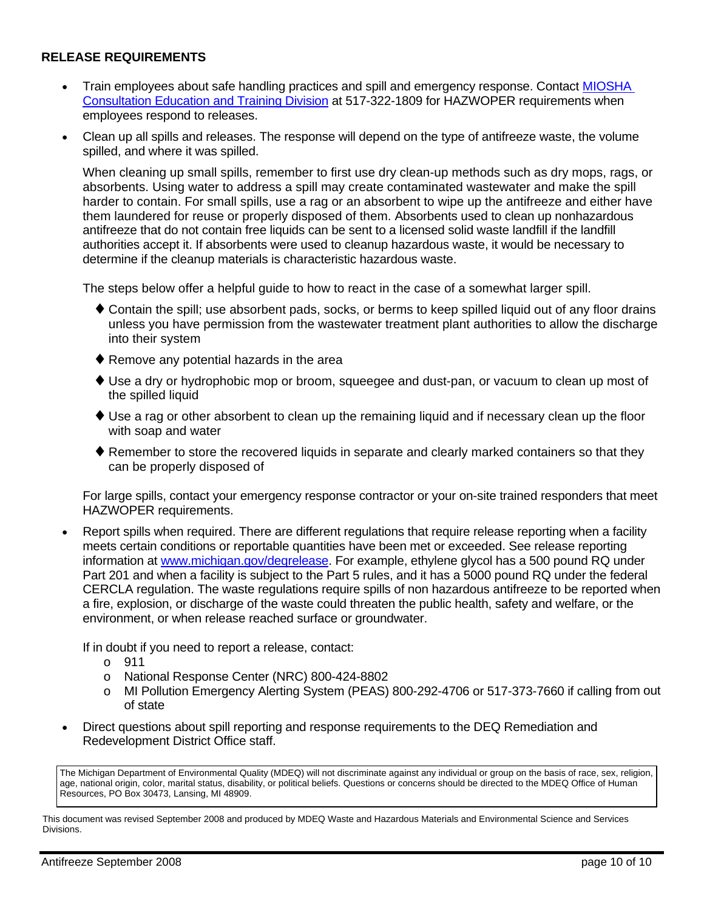## RELEASE REQUIREMENTS

- Train employees about safe handling practices and spill and emergency response. Contact [MIOSHA Consultation Education and Training Division](#) at 517-322-1809 for HAZWOPER requirements when employees respond to releases.
- Clean up all spills and releases. The response will depend on the type of antifreeze waste, the volume spilled, and where it was spilled.

  When cleaning up small spills, remember to first use dry clean-up methods such as dry mops, rags, or absorbents. Using water to address a spill may create contaminated wastewater and make the spill harder to contain. For small spills, use a rag or an absorbent to wipe up the antifreeze and either have them laundered for reuse or properly disposed of them. Absorbents used to clean up nonhazardous antifreeze that do not contain free liquids can be sent to a licensed solid waste landfill if the landfill authorities accept it. If absorbents were used to cleanup hazardous waste, it would be necessary to determine if the cleanup materials is characteristic hazardous waste.

  The steps below offer a helpful guide to how to react in the case of a somewhat larger spill.

  - Contain the spill; use absorbent pads, socks, or berms to keep spilled liquid out of any floor drains unless you have permission from the wastewater treatment plant authorities to allow the discharge into their system
  - Remove any potential hazards in the area
  - Use a dry or hydrophobic mop or broom, squeegee and dust-pan, or vacuum to clean up most of the spilled liquid
  - Use a rag or other absorbent to clean up the remaining liquid and if necessary clean up the floor with soap and water
  - Remember to store the recovered liquids in separate and clearly marked containers so that they can be properly disposed of

  For large spills, contact your emergency response contractor or your on-site trained responders that meet HAZWOPER requirements.

- Report spills when required. There are different regulations that require release reporting when a facility meets certain conditions or reportable quantities have been met or exceeded. See release reporting information at [www.michigan.gov/deqrelease](http://www.michigan.gov/deqrelease). For example, ethylene glycol has a 500 pound RQ under Part 201 and when a facility is subject to the Part 5 rules, and it has a 5000 pound RQ under the federal CERCLA regulation. The waste regulations require spills of non hazardous antifreeze to be reported when a fire, explosion, or discharge of the waste could threaten the public health, safety and welfare, or the environment, or when release reached surface or groundwater.

  If in doubt if you need to report a release, contact:
  - 911
  - National Response Center (NRC) 800-424-8802
  - MI Pollution Emergency Alerting System (PEAS) 800-292-4706 or 517-373-7660 if calling from out of state

- Direct questions about spill reporting and response requirements to the DEQ Remediation and Redevelopment District Office staff.

The Michigan Department of Environmental Quality (MDEQ) will not discriminate against any individual or group on the basis of race, sex, religion, age, national origin, color, marital status, disability, or political beliefs. Questions or concerns should be directed to the MDEQ Office of Human Resources, PO Box 30473, Lansing, MI 48909.

This document was revised September 2008 and produced by MDEQ Waste and Hazardous Materials and Environmental Science and Services Divisions.